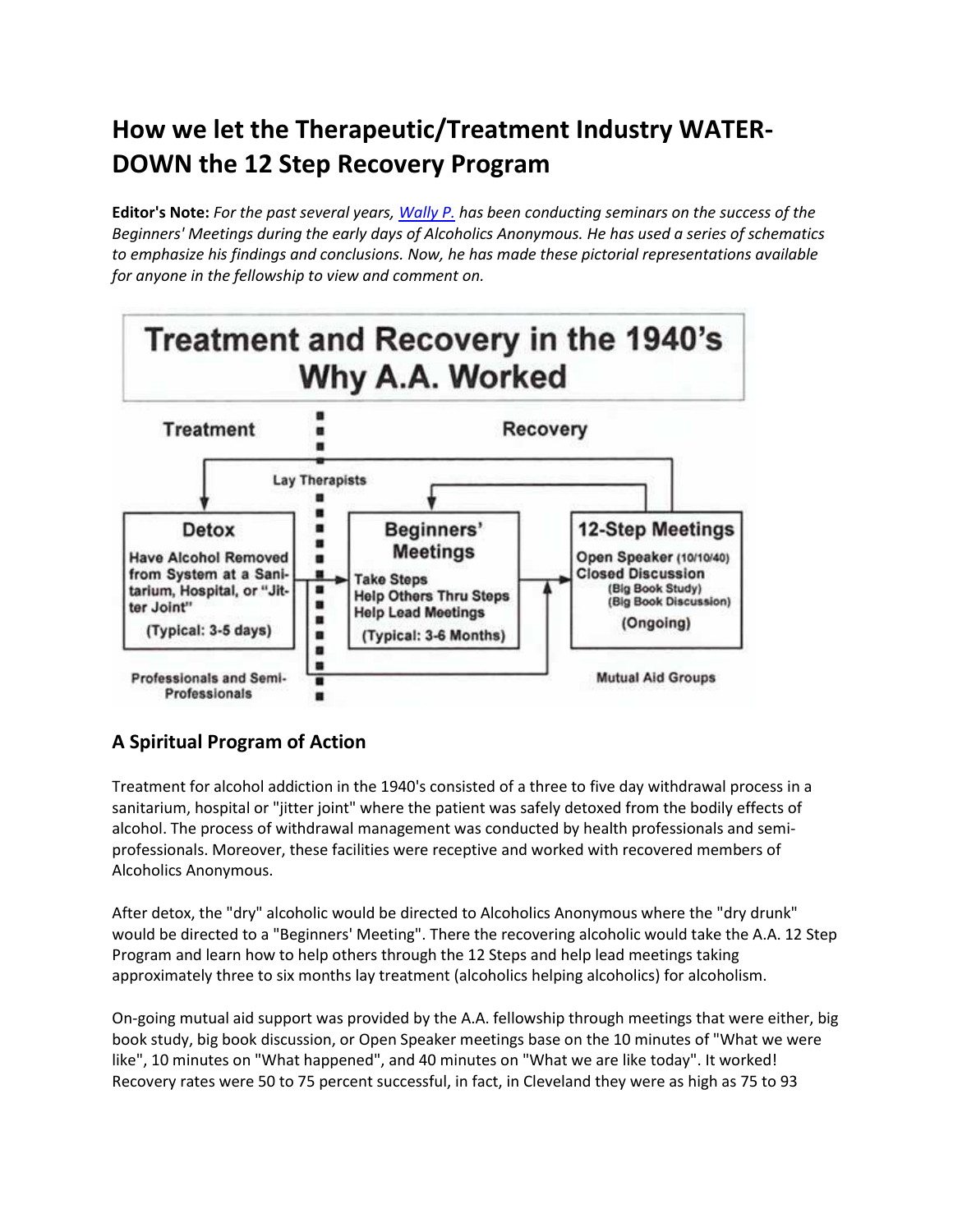# How we let the Therapeutic/Treatment Industry WATER-DOWN the 12 Step Recovery Program

**Editor's Note:** *For the past several years, Wally P. has been conducting seminars on the success of the Beginners' Meetings during the early days of Alcoholics Anonymous. He has used a series of schematics to emphasize his findings and conclusions. Now, he has made these pictorial representations available for anyone in the fellowship to view and comment on.*

**Treatment and Recovery in the 1940's**
**Why A.A. Worked**

Treatment | Recovery

Lay Therapists

**Detox**
Have Alcohol Removed from System at a Sanitarium, Hospital, or "Jitter Joint"
(Typical: 3-5 days)

**Beginners' Meetings**
Take Steps
Help Others Thru Steps
Help Lead Meetings
(Typical: 3-6 Months)

**12-Step Meetings**
Open Speaker (10/10/40)
Closed Discussion
(Big Book Study)
(Big Book Discussion)
(Ongoing)

Professionals and Semi-Professionals | Mutual Aid Groups

## A Spiritual Program of Action

Treatment for alcohol addiction in the 1940's consisted of a three to five day withdrawal process in a sanitarium, hospital or "jitter joint" where the patient was safely detoxed from the bodily effects of alcohol. The process of withdrawal management was conducted by health professionals and semi-professionals. Moreover, these facilities were receptive and worked with recovered members of Alcoholics Anonymous.

After detox, the "dry" alcoholic would be directed to Alcoholics Anonymous where the "dry drunk" would be directed to a "Beginners' Meeting". There the recovering alcoholic would take the A.A. 12 Step Program and learn how to help others through the 12 Steps and help lead meetings taking approximately three to six months lay treatment (alcoholics helping alcoholics) for alcoholism.

On-going mutual aid support was provided by the A.A. fellowship through meetings that were either, big book study, big book discussion, or Open Speaker meetings base on the 10 minutes of "What we were like", 10 minutes on "What happened", and 40 minutes on "What we are like today". It worked! Recovery rates were 50 to 75 percent successful, in fact, in Cleveland they were as high as 75 to 93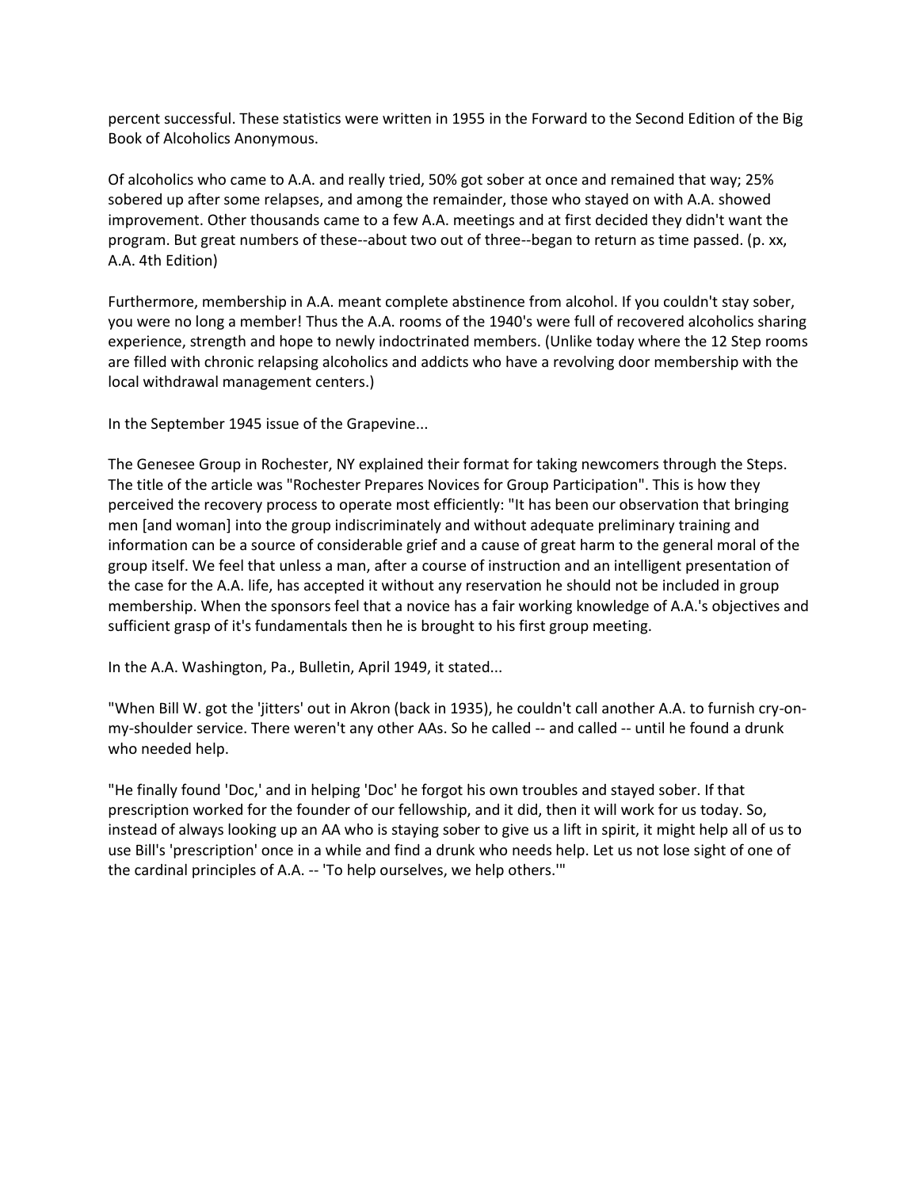percent successful. These statistics were written in 1955 in the Forward to the Second Edition of the Big Book of Alcoholics Anonymous.

Of alcoholics who came to A.A. and really tried, 50% got sober at once and remained that way; 25% sobered up after some relapses, and among the remainder, those who stayed on with A.A. showed improvement. Other thousands came to a few A.A. meetings and at first decided they didn't want the program. But great numbers of these--about two out of three--began to return as time passed. (p. xx, A.A. 4th Edition)

Furthermore, membership in A.A. meant complete abstinence from alcohol. If you couldn't stay sober, you were no long a member! Thus the A.A. rooms of the 1940's were full of recovered alcoholics sharing experience, strength and hope to newly indoctrinated members. (Unlike today where the 12 Step rooms are filled with chronic relapsing alcoholics and addicts who have a revolving door membership with the local withdrawal management centers.)

In the September 1945 issue of the Grapevine...

The Genesee Group in Rochester, NY explained their format for taking newcomers through the Steps. The title of the article was "Rochester Prepares Novices for Group Participation". This is how they perceived the recovery process to operate most efficiently: "It has been our observation that bringing men [and woman] into the group indiscriminately and without adequate preliminary training and information can be a source of considerable grief and a cause of great harm to the general moral of the group itself. We feel that unless a man, after a course of instruction and an intelligent presentation of the case for the A.A. life, has accepted it without any reservation he should not be included in group membership. When the sponsors feel that a novice has a fair working knowledge of A.A.'s objectives and sufficient grasp of it's fundamentals then he is brought to his first group meeting.

In the A.A. Washington, Pa., Bulletin, April 1949, it stated...

"When Bill W. got the 'jitters' out in Akron (back in 1935), he couldn't call another A.A. to furnish cry-on-my-shoulder service. There weren't any other AAs. So he called -- and called -- until he found a drunk who needed help.

"He finally found 'Doc,' and in helping 'Doc' he forgot his own troubles and stayed sober. If that prescription worked for the founder of our fellowship, and it did, then it will work for us today. So, instead of always looking up an AA who is staying sober to give us a lift in spirit, it might help all of us to use Bill's 'prescription' once in a while and find a drunk who needs help. Let us not lose sight of one of the cardinal principles of A.A. -- 'To help ourselves, we help others.'"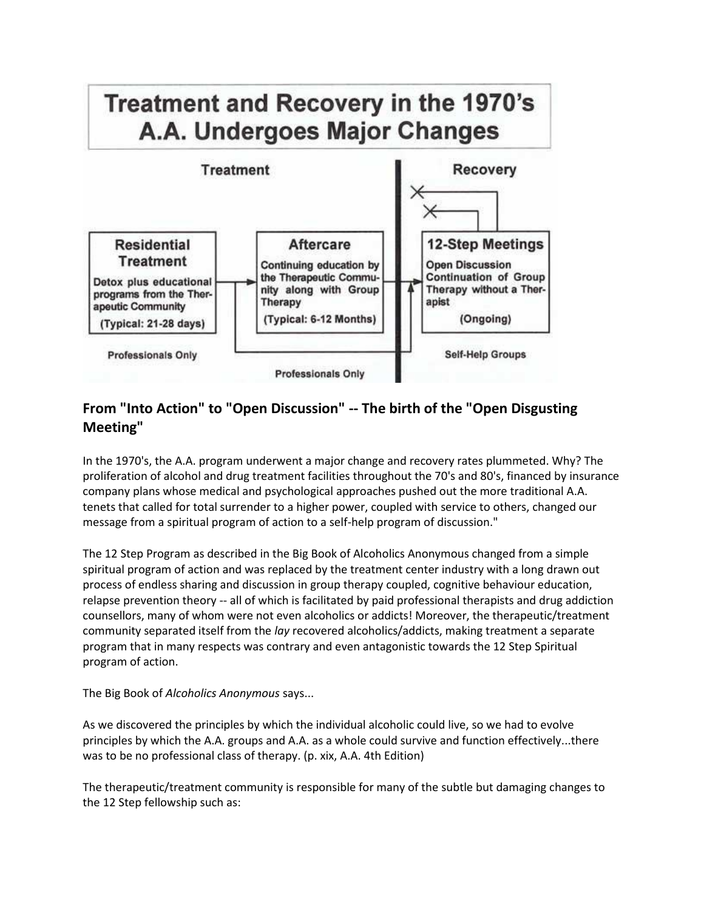# Treatment and Recovery in the 1970's
# A.A. Undergoes Major Changes

| Treatment | | Recovery |
|---|---|---|
| **Residential Treatment** | **Aftercare** | **12-Step Meetings** |
| Detox plus educational programs from the Therapeutic Community | Continuing education by the Therapeutic Community along with Group Therapy | Open Discussion Continuation of Group Therapy without a Therapist |
| (Typical: 21-28 days) | (Typical: 6-12 Months) | (Ongoing) |
| Professionals Only | Professionals Only | Self-Help Groups |

## From "Into Action" to "Open Discussion" -- The birth of the "Open Disgusting Meeting"

In the 1970's, the A.A. program underwent a major change and recovery rates plummeted. Why? The proliferation of alcohol and drug treatment facilities throughout the 70's and 80's, financed by insurance company plans whose medical and psychological approaches pushed out the more traditional A.A. tenets that called for total surrender to a higher power, coupled with service to others, changed our message from a spiritual program of action to a self-help program of discussion."

The 12 Step Program as described in the Big Book of Alcoholics Anonymous changed from a simple spiritual program of action and was replaced by the treatment center industry with a long drawn out process of endless sharing and discussion in group therapy coupled, cognitive behaviour education, relapse prevention theory -- all of which is facilitated by paid professional therapists and drug addiction counsellors, many of whom were not even alcoholics or addicts! Moreover, the therapeutic/treatment community separated itself from the *lay* recovered alcoholics/addicts, making treatment a separate program that in many respects was contrary and even antagonistic towards the 12 Step Spiritual program of action.

The Big Book of *Alcoholics Anonymous* says...

As we discovered the principles by which the individual alcoholic could live, so we had to evolve principles by which the A.A. groups and A.A. as a whole could survive and function effectively...there was to be no professional class of therapy. (p. xix, A.A. 4th Edition)

The therapeutic/treatment community is responsible for many of the subtle but damaging changes to the 12 Step fellowship such as: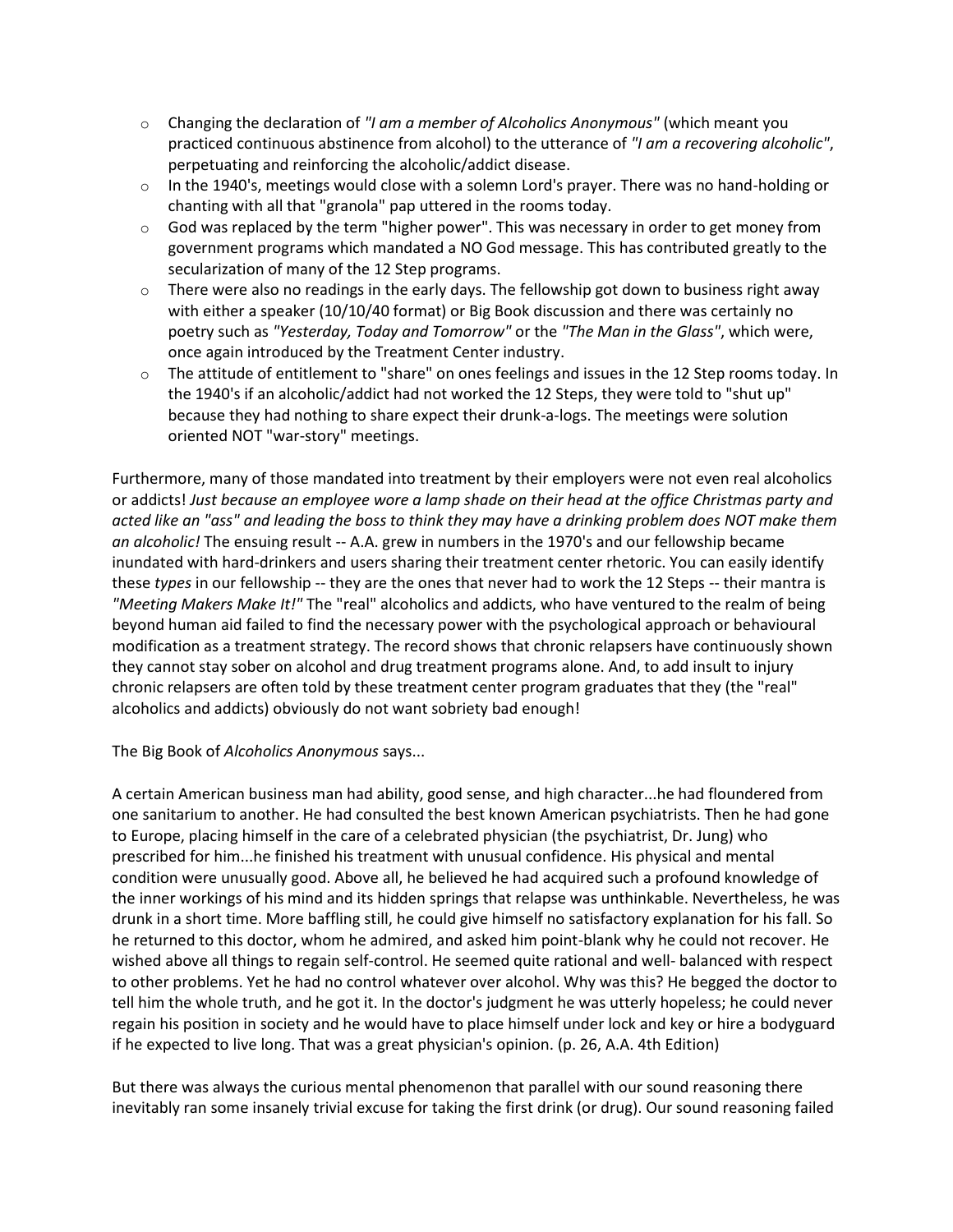- Changing the declaration of *"I am a member of Alcoholics Anonymous"* (which meant you practiced continuous abstinence from alcohol) to the utterance of *"I am a recovering alcoholic"*, perpetuating and reinforcing the alcoholic/addict disease.
- In the 1940's, meetings would close with a solemn Lord's prayer. There was no hand-holding or chanting with all that "granola" pap uttered in the rooms today.
- God was replaced by the term "higher power". This was necessary in order to get money from government programs which mandated a NO God message. This has contributed greatly to the secularization of many of the 12 Step programs.
- There were also no readings in the early days. The fellowship got down to business right away with either a speaker (10/10/40 format) or Big Book discussion and there was certainly no poetry such as *"Yesterday, Today and Tomorrow"* or the *"The Man in the Glass"*, which were, once again introduced by the Treatment Center industry.
- The attitude of entitlement to "share" on ones feelings and issues in the 12 Step rooms today. In the 1940's if an alcoholic/addict had not worked the 12 Steps, they were told to "shut up" because they had nothing to share expect their drunk-a-logs. The meetings were solution oriented NOT "war-story" meetings.

Furthermore, many of those mandated into treatment by their employers were not even real alcoholics or addicts! *Just because an employee wore a lamp shade on their head at the office Christmas party and acted like an "ass" and leading the boss to think they may have a drinking problem does NOT make them an alcoholic!* The ensuing result -- A.A. grew in numbers in the 1970's and our fellowship became inundated with hard-drinkers and users sharing their treatment center rhetoric. You can easily identify these *types* in our fellowship -- they are the ones that never had to work the 12 Steps -- their mantra is *"Meeting Makers Make It!"* The "real" alcoholics and addicts, who have ventured to the realm of being beyond human aid failed to find the necessary power with the psychological approach or behavioural modification as a treatment strategy. The record shows that chronic relapsers have continuously shown they cannot stay sober on alcohol and drug treatment programs alone. And, to add insult to injury chronic relapsers are often told by these treatment center program graduates that they (the "real" alcoholics and addicts) obviously do not want sobriety bad enough!

The Big Book of *Alcoholics Anonymous* says...

A certain American business man had ability, good sense, and high character...he had floundered from one sanitarium to another. He had consulted the best known American psychiatrists. Then he had gone to Europe, placing himself in the care of a celebrated physician (the psychiatrist, Dr. Jung) who prescribed for him...he finished his treatment with unusual confidence. His physical and mental condition were unusually good. Above all, he believed he had acquired such a profound knowledge of the inner workings of his mind and its hidden springs that relapse was unthinkable. Nevertheless, he was drunk in a short time. More baffling still, he could give himself no satisfactory explanation for his fall. So he returned to this doctor, whom he admired, and asked him point-blank why he could not recover. He wished above all things to regain self-control. He seemed quite rational and well- balanced with respect to other problems. Yet he had no control whatever over alcohol. Why was this? He begged the doctor to tell him the whole truth, and he got it. In the doctor's judgment he was utterly hopeless; he could never regain his position in society and he would have to place himself under lock and key or hire a bodyguard if he expected to live long. That was a great physician's opinion. (p. 26, A.A. 4th Edition)

But there was always the curious mental phenomenon that parallel with our sound reasoning there inevitably ran some insanely trivial excuse for taking the first drink (or drug). Our sound reasoning failed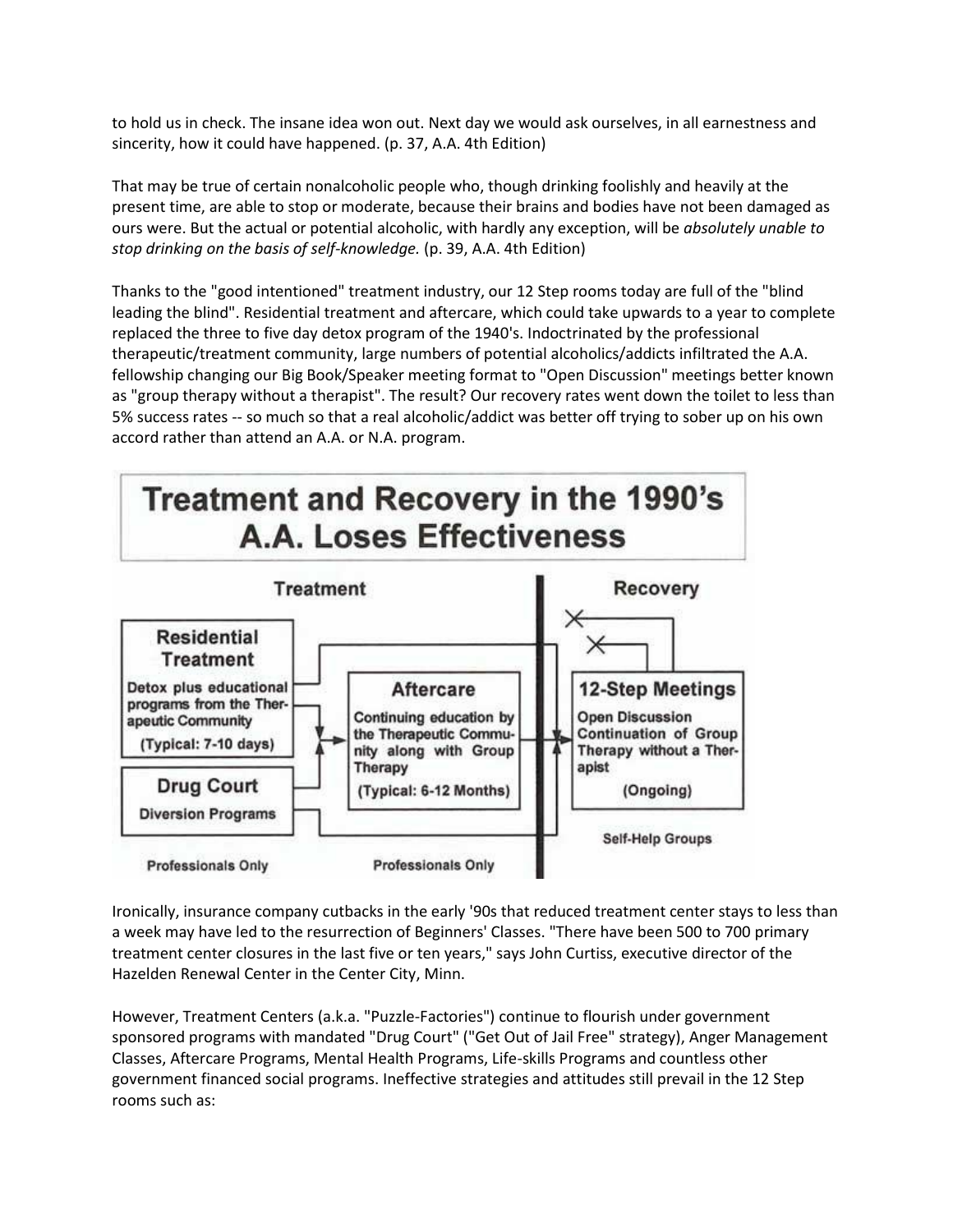to hold us in check. The insane idea won out. Next day we would ask ourselves, in all earnestness and sincerity, how it could have happened. (p. 37, A.A. 4th Edition)

That may be true of certain nonalcoholic people who, though drinking foolishly and heavily at the present time, are able to stop or moderate, because their brains and bodies have not been damaged as ours were. But the actual or potential alcoholic, with hardly any exception, will be *absolutely unable to stop drinking on the basis of self-knowledge.* (p. 39, A.A. 4th Edition)

Thanks to the "good intentioned" treatment industry, our 12 Step rooms today are full of the "blind leading the blind". Residential treatment and aftercare, which could take upwards to a year to complete replaced the three to five day detox program of the 1940's. Indoctrinated by the professional therapeutic/treatment community, large numbers of potential alcoholics/addicts infiltrated the A.A. fellowship changing our Big Book/Speaker meeting format to "Open Discussion" meetings better known as "group therapy without a therapist". The result? Our recovery rates went down the toilet to less than 5% success rates -- so much so that a real alcoholic/addict was better off trying to sober up on his own accord rather than attend an A.A. or N.A. program.

**Treatment and Recovery in the 1990's**
**A.A. Loses Effectiveness**

| Treatment | | Recovery |
|---|---|---|
| **Residential Treatment** Detox plus educational programs from the Therapeutic Community (Typical: 7-10 days) | **Aftercare** Continuing education by the Therapeutic Community along with Group Therapy (Typical: 6-12 Months) | **12-Step Meetings** Open Discussion Continuation of Group Therapy without a Therapist (Ongoing) |
| **Drug Court** Diversion Programs | | |
| Professionals Only | Professionals Only | Self-Help Groups |

Ironically, insurance company cutbacks in the early '90s that reduced treatment center stays to less than a week may have led to the resurrection of Beginners' Classes. "There have been 500 to 700 primary treatment center closures in the last five or ten years," says John Curtiss, executive director of the Hazelden Renewal Center in the Center City, Minn.

However, Treatment Centers (a.k.a. "Puzzle-Factories") continue to flourish under government sponsored programs with mandated "Drug Court" ("Get Out of Jail Free" strategy), Anger Management Classes, Aftercare Programs, Mental Health Programs, Life-skills Programs and countless other government financed social programs. Ineffective strategies and attitudes still prevail in the 12 Step rooms such as: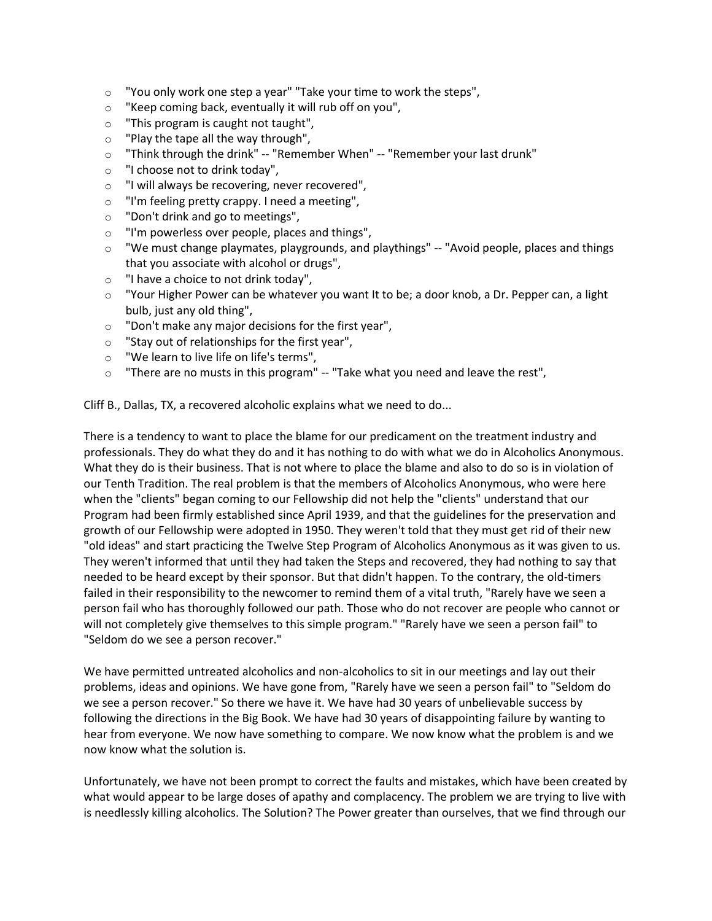- "You only work one step a year" "Take your time to work the steps",
- "Keep coming back, eventually it will rub off on you",
- "This program is caught not taught",
- "Play the tape all the way through",
- "Think through the drink" -- "Remember When" -- "Remember your last drunk"
- "I choose not to drink today",
- "I will always be recovering, never recovered",
- "I'm feeling pretty crappy. I need a meeting",
- "Don't drink and go to meetings",
- "I'm powerless over people, places and things",
- "We must change playmates, playgrounds, and playthings" -- "Avoid people, places and things that you associate with alcohol or drugs",
- "I have a choice to not drink today",
- "Your Higher Power can be whatever you want It to be; a door knob, a Dr. Pepper can, a light bulb, just any old thing",
- "Don't make any major decisions for the first year",
- "Stay out of relationships for the first year",
- "We learn to live life on life's terms",
- "There are no musts in this program" -- "Take what you need and leave the rest",

Cliff B., Dallas, TX, a recovered alcoholic explains what we need to do...

There is a tendency to want to place the blame for our predicament on the treatment industry and professionals. They do what they do and it has nothing to do with what we do in Alcoholics Anonymous. What they do is their business. That is not where to place the blame and also to do so is in violation of our Tenth Tradition. The real problem is that the members of Alcoholics Anonymous, who were here when the "clients" began coming to our Fellowship did not help the "clients" understand that our Program had been firmly established since April 1939, and that the guidelines for the preservation and growth of our Fellowship were adopted in 1950. They weren't told that they must get rid of their new "old ideas" and start practicing the Twelve Step Program of Alcoholics Anonymous as it was given to us. They weren't informed that until they had taken the Steps and recovered, they had nothing to say that needed to be heard except by their sponsor. But that didn't happen. To the contrary, the old-timers failed in their responsibility to the newcomer to remind them of a vital truth, "Rarely have we seen a person fail who has thoroughly followed our path. Those who do not recover are people who cannot or will not completely give themselves to this simple program." "Rarely have we seen a person fail" to "Seldom do we see a person recover."

We have permitted untreated alcoholics and non-alcoholics to sit in our meetings and lay out their problems, ideas and opinions. We have gone from, "Rarely have we seen a person fail" to "Seldom do we see a person recover." So there we have it. We have had 30 years of unbelievable success by following the directions in the Big Book. We have had 30 years of disappointing failure by wanting to hear from everyone. We now have something to compare. We now know what the problem is and we now know what the solution is.

Unfortunately, we have not been prompt to correct the faults and mistakes, which have been created by what would appear to be large doses of apathy and complacency. The problem we are trying to live with is needlessly killing alcoholics. The Solution? The Power greater than ourselves, that we find through our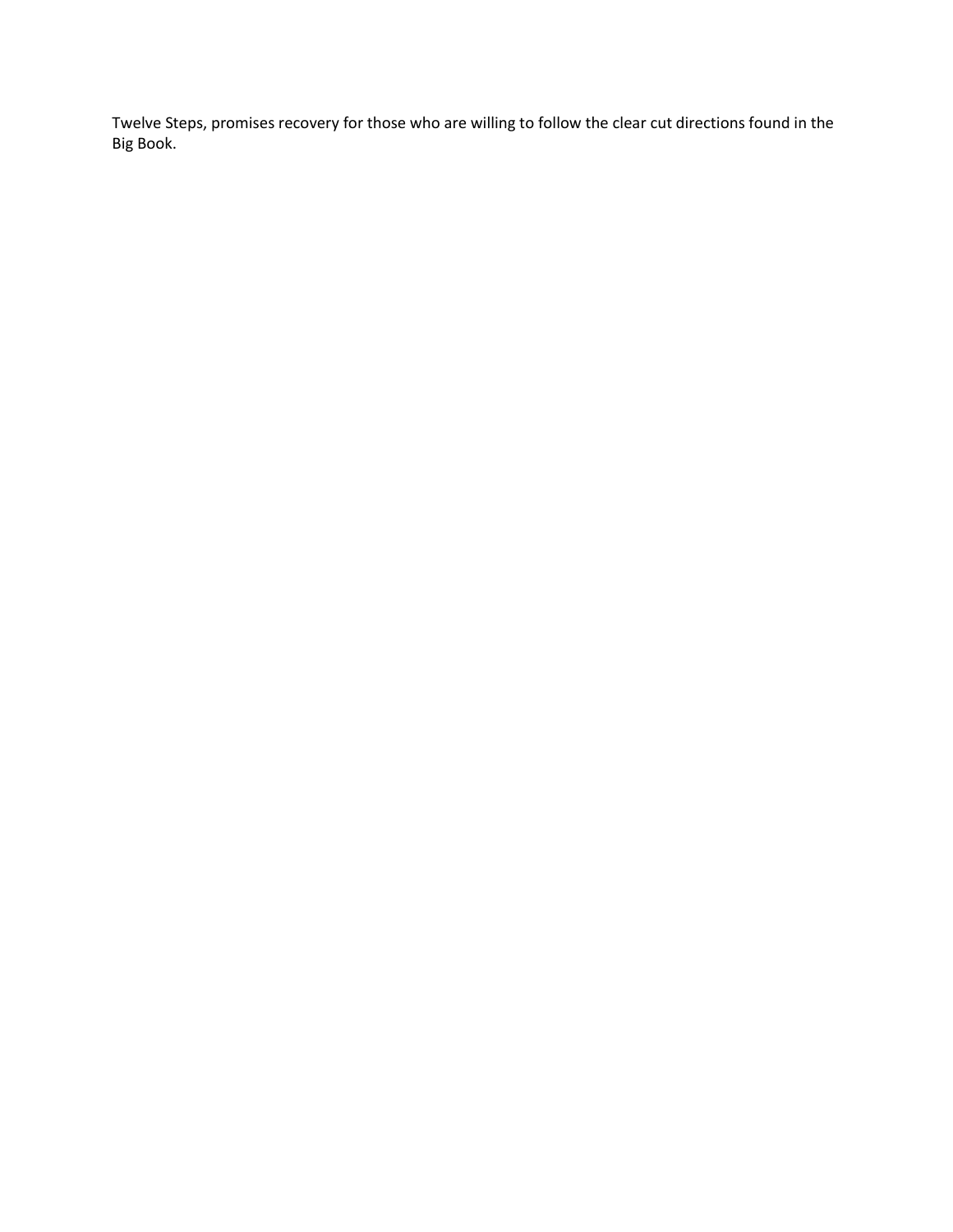Twelve Steps, promises recovery for those who are willing to follow the clear cut directions found in the Big Book.